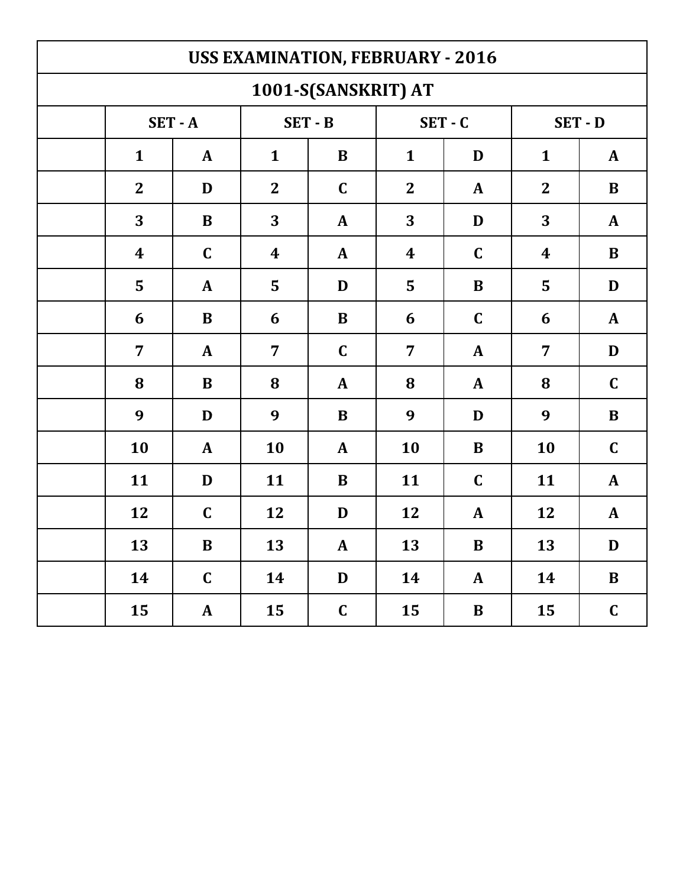| USS EXAMINATION, FEBRUARY - 2016 | | | | | | | | |
|---|---|---|---|---|---|---|---|---|
| 1001-S(SANSKRIT) AT | | | | | | | | |
| | SET - A | | SET - B | | SET - C | | SET - D | |
| | 1 | A | 1 | B | 1 | D | 1 | A |
| | 2 | D | 2 | C | 2 | A | 2 | B |
| | 3 | B | 3 | A | 3 | D | 3 | A |
| | 4 | C | 4 | A | 4 | C | 4 | B |
| | 5 | A | 5 | D | 5 | B | 5 | D |
| | 6 | B | 6 | B | 6 | C | 6 | A |
| | 7 | A | 7 | C | 7 | A | 7 | D |
| | 8 | B | 8 | A | 8 | A | 8 | C |
| | 9 | D | 9 | B | 9 | D | 9 | B |
| | 10 | A | 10 | A | 10 | B | 10 | C |
| | 11 | D | 11 | B | 11 | C | 11 | A |
| | 12 | C | 12 | D | 12 | A | 12 | A |
| | 13 | B | 13 | A | 13 | B | 13 | D |
| | 14 | C | 14 | D | 14 | A | 14 | B |
| | 15 | A | 15 | C | 15 | B | 15 | C |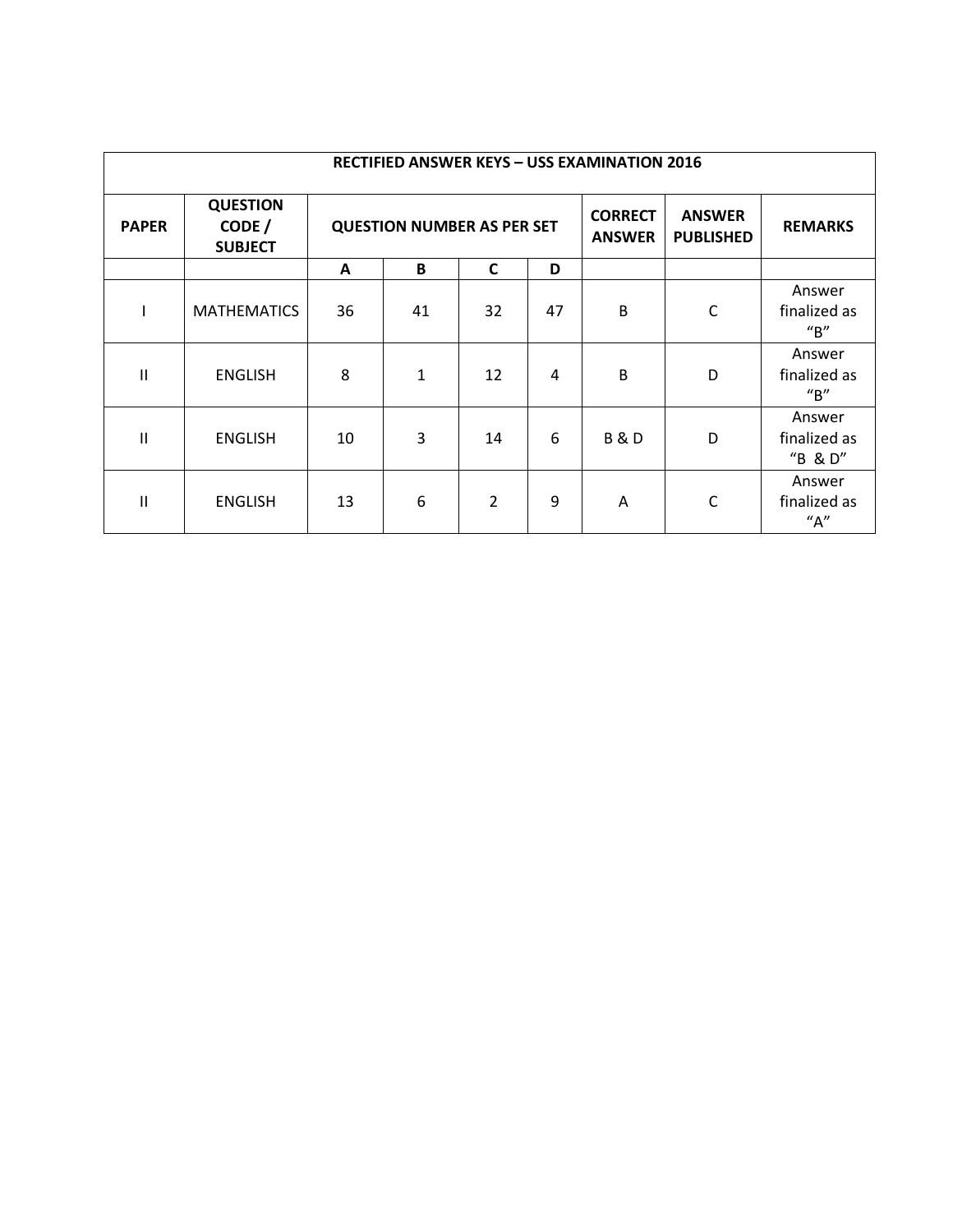| RECTIFIED ANSWER KEYS – USS EXAMINATION 2016 | | | | | | | | |
|---|---|---|---|---|---|---|---|---|
| **PAPER** | **QUESTION CODE / SUBJECT** | **QUESTION NUMBER AS PER SET** | | | | **CORRECT ANSWER** | **ANSWER PUBLISHED** | **REMARKS** |
| | | **A** | **B** | **C** | **D** | | | |
| I | MATHEMATICS | 36 | 41 | 32 | 47 | B | C | Answer finalized as "B" |
| II | ENGLISH | 8 | 1 | 12 | 4 | B | D | Answer finalized as "B" |
| II | ENGLISH | 10 | 3 | 14 | 6 | B & D | D | Answer finalized as "B & D" |
| II | ENGLISH | 13 | 6 | 2 | 9 | A | C | Answer finalized as "A" |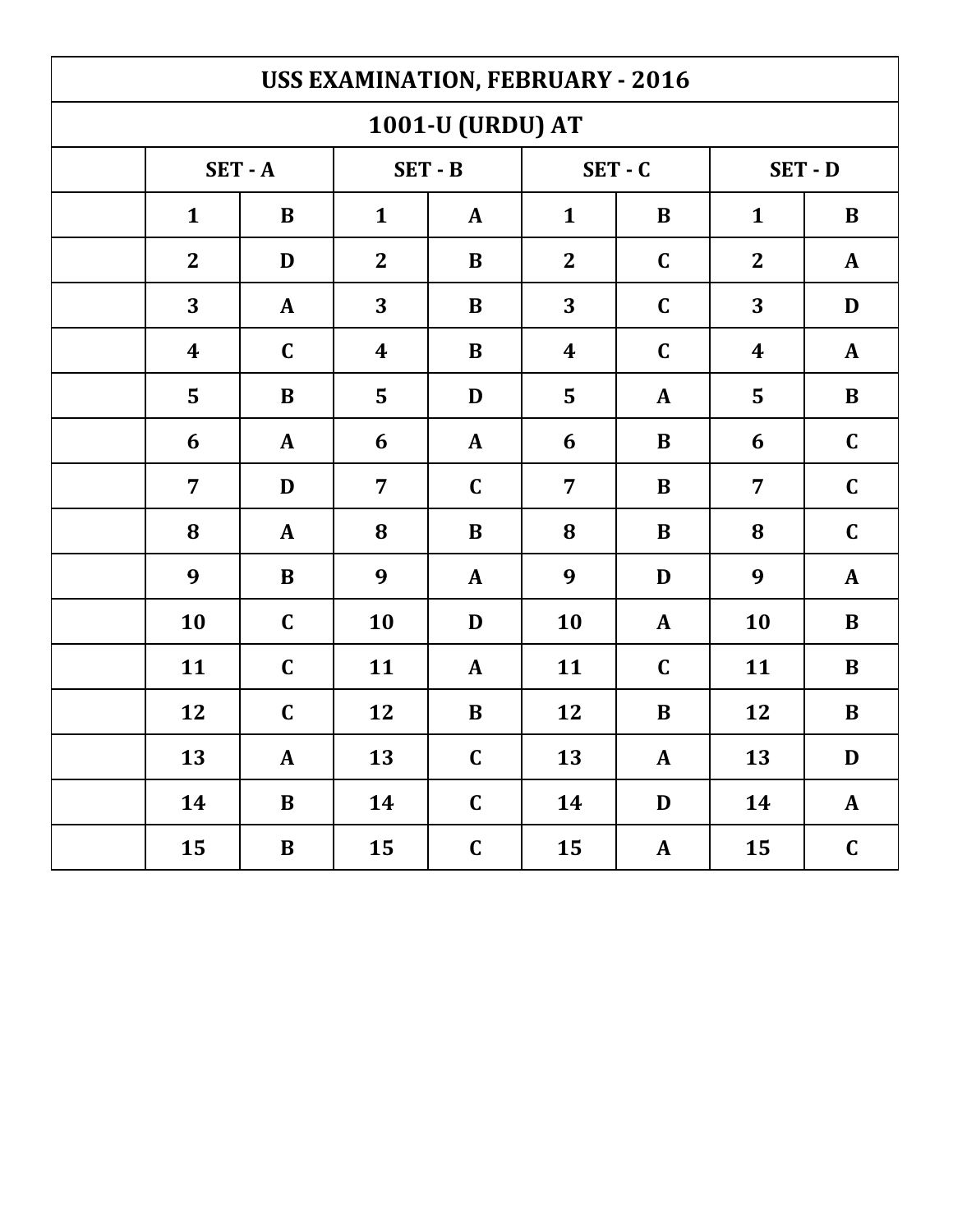| USS EXAMINATION, FEBRUARY - 2016 | | | | | | | | |
|---|---|---|---|---|---|---|---|---|
| 1001-U (URDU) AT | | | | | | | | |
| | SET - A | | SET - B | | SET - C | | SET - D | |
| | 1 | B | 1 | A | 1 | B | 1 | B |
| | 2 | D | 2 | B | 2 | C | 2 | A |
| | 3 | A | 3 | B | 3 | C | 3 | D |
| | 4 | C | 4 | B | 4 | C | 4 | A |
| | 5 | B | 5 | D | 5 | A | 5 | B |
| | 6 | A | 6 | A | 6 | B | 6 | C |
| | 7 | D | 7 | C | 7 | B | 7 | C |
| | 8 | A | 8 | B | 8 | B | 8 | C |
| | 9 | B | 9 | A | 9 | D | 9 | A |
| | 10 | C | 10 | D | 10 | A | 10 | B |
| | 11 | C | 11 | A | 11 | C | 11 | B |
| | 12 | C | 12 | B | 12 | B | 12 | B |
| | 13 | A | 13 | C | 13 | A | 13 | D |
| | 14 | B | 14 | C | 14 | D | 14 | A |
| | 15 | B | 15 | C | 15 | A | 15 | C |